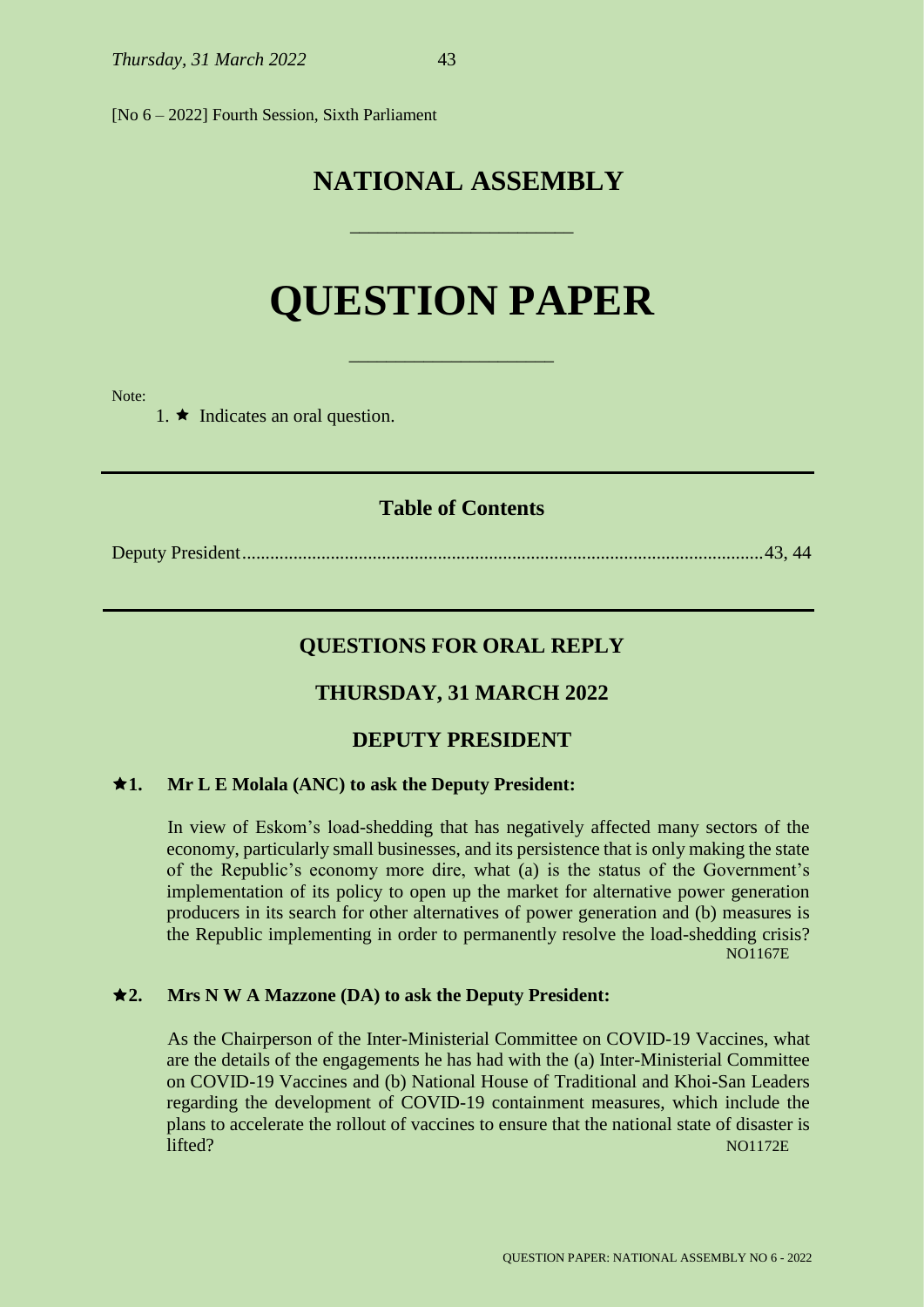[No 6 – 2022] Fourth Session, Sixth Parliament

# NATIONAL ASSEMBLY

# QUESTION PAPER

Note:

1. ★ Indicates an oral question.

## Table of Contents

Deputy President....................................................................................................................43, 44

## QUESTIONS FOR ORAL REPLY

## THURSDAY, 31 MARCH 2022

## DEPUTY PRESIDENT

**★1. Mr L E Molala (ANC) to ask the Deputy President:**

In view of Eskom's load-shedding that has negatively affected many sectors of the economy, particularly small businesses, and its persistence that is only making the state of the Republic's economy more dire, what (a) is the status of the Government's implementation of its policy to open up the market for alternative power generation producers in its search for other alternatives of power generation and (b) measures is the Republic implementing in order to permanently resolve the load-shedding crisis?

NO1167E

**★2. Mrs N W A Mazzone (DA) to ask the Deputy President:**

As the Chairperson of the Inter-Ministerial Committee on COVID-19 Vaccines, what are the details of the engagements he has had with the (a) Inter-Ministerial Committee on COVID-19 Vaccines and (b) National House of Traditional and Khoi-San Leaders regarding the development of COVID-19 containment measures, which include the plans to accelerate the rollout of vaccines to ensure that the national state of disaster is lifted?

NO1172E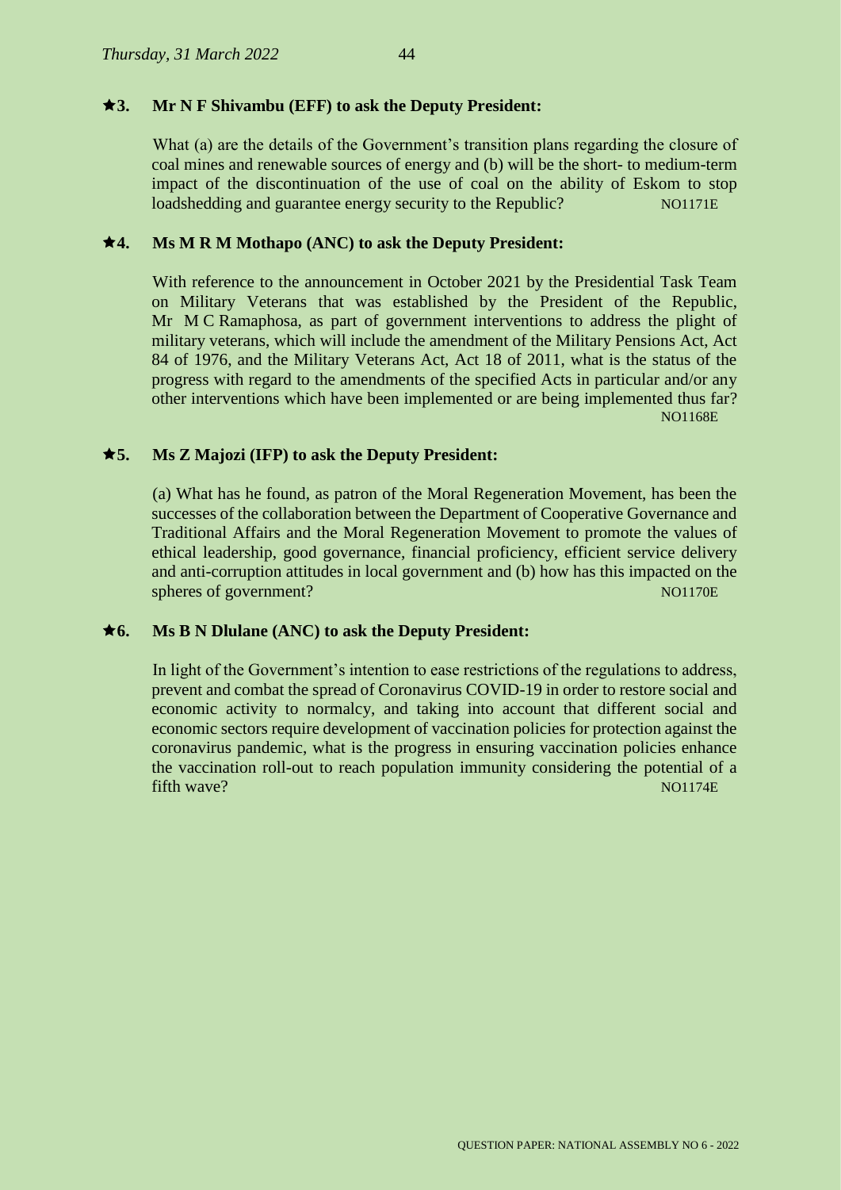**★3. Mr N F Shivambu (EFF) to ask the Deputy President:**

What (a) are the details of the Government's transition plans regarding the closure of coal mines and renewable sources of energy and (b) will be the short- to medium-term impact of the discontinuation of the use of coal on the ability of Eskom to stop loadshedding and guarantee energy security to the Republic? NO1171E

**★4. Ms M R M Mothapo (ANC) to ask the Deputy President:**

With reference to the announcement in October 2021 by the Presidential Task Team on Military Veterans that was established by the President of the Republic, Mr M C Ramaphosa, as part of government interventions to address the plight of military veterans, which will include the amendment of the Military Pensions Act, Act 84 of 1976, and the Military Veterans Act, Act 18 of 2011, what is the status of the progress with regard to the amendments of the specified Acts in particular and/or any other interventions which have been implemented or are being implemented thus far? NO1168E

**★5. Ms Z Majozi (IFP) to ask the Deputy President:**

(a) What has he found, as patron of the Moral Regeneration Movement, has been the successes of the collaboration between the Department of Cooperative Governance and Traditional Affairs and the Moral Regeneration Movement to promote the values of ethical leadership, good governance, financial proficiency, efficient service delivery and anti-corruption attitudes in local government and (b) how has this impacted on the spheres of government? NO1170E

**★6. Ms B N Dlulane (ANC) to ask the Deputy President:**

In light of the Government's intention to ease restrictions of the regulations to address, prevent and combat the spread of Coronavirus COVID-19 in order to restore social and economic activity to normalcy, and taking into account that different social and economic sectors require development of vaccination policies for protection against the coronavirus pandemic, what is the progress in ensuring vaccination policies enhance the vaccination roll-out to reach population immunity considering the potential of a fifth wave? NO1174E